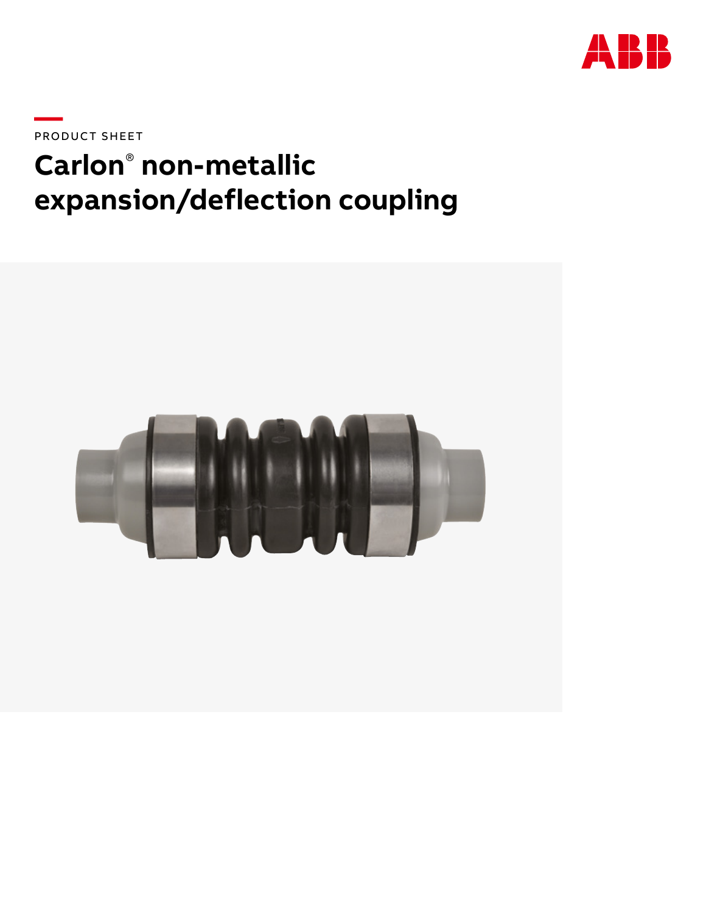PRODUCT SHEET

# Carlon® non-metallic expansion/deflection coupling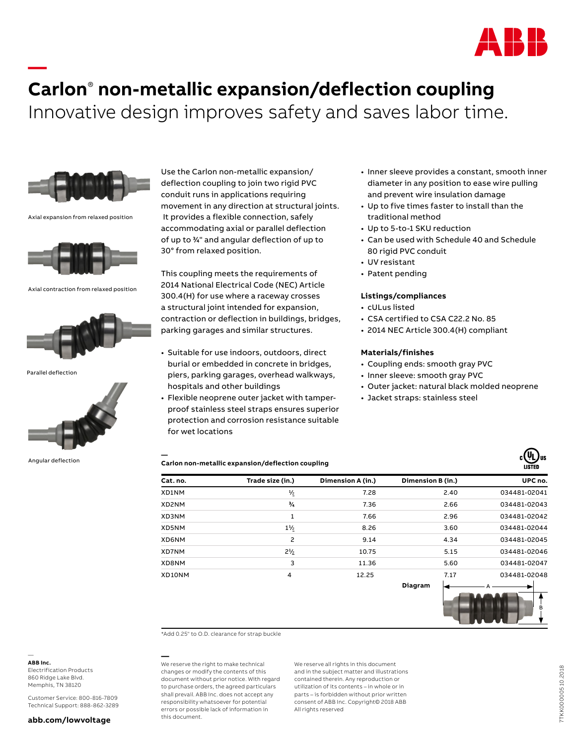# Carlon® non-metallic expansion/deflection coupling

Innovative design improves safety and saves labor time.

Axial expansion from relaxed position

Axial contraction from relaxed position

Parallel deflection

Angular deflection

Use the Carlon non-metallic expansion/deflection coupling to join two rigid PVC conduit runs in applications requiring movement in any direction at structural joints. It provides a flexible connection, safely accommodating axial or parallel deflection of up to ¾" and angular deflection of up to 30° from relaxed position.

This coupling meets the requirements of 2014 National Electrical Code (NEC) Article 300.4(H) for use where a raceway crosses a structural joint intended for expansion, contraction or deflection in buildings, bridges, parking garages and similar structures.

- Suitable for use indoors, outdoors, direct burial or embedded in concrete in bridges, piers, parking garages, overhead walkways, hospitals and other buildings
- Flexible neoprene outer jacket with tamper-proof stainless steel straps ensures superior protection and corrosion resistance suitable for wet locations
- Inner sleeve provides a constant, smooth inner diameter in any position to ease wire pulling and prevent wire insulation damage
- Up to five times faster to install than the traditional method
- Up to 5-to-1 SKU reduction
- Can be used with Schedule 40 and Schedule 80 rigid PVC conduit
- UV resistant
- Patent pending

### Listings/compliances

- cULus listed
- CSA certified to CSA C22.2 No. 85
- 2014 NEC Article 300.4(H) compliant

### Materials/finishes

- Coupling ends: smooth gray PVC
- Inner sleeve: smooth gray PVC
- Outer jacket: natural black molded neoprene
- Jacket straps: stainless steel

**Carlon non-metallic expansion/deflection coupling**

c UL us LISTED

| Cat. no. | Trade size (in.) | Dimension A (in.) | Dimension B (in.) | UPC no. |
|---|---|---|---|---|
| XD1NM | ½ | 7.28 | 2.40 | 034481-02041 |
| XD2NM | ¾ | 7.36 | 2.66 | 034481-02043 |
| XD3NM | 1 | 7.66 | 2.96 | 034481-02042 |
| XD5NM | 1½ | 8.26 | 3.60 | 034481-02044 |
| XD6NM | 2 | 9.14 | 4.34 | 034481-02045 |
| XD7NM | 2½ | 10.75 | 5.15 | 034481-02046 |
| XD8NM | 3 | 11.36 | 5.60 | 034481-02047 |
| XD10NM | 4 | 12.25 | 7.17 | 034481-02048 |

**Diagram**

A

B

*Add 0.25" to O.D. clearance for strap buckle

**ABB Inc.**
Electrification Products
860 Ridge Lake Blvd.
Memphis, TN 38120

Customer Service: 800-816-7809
Technical Support: 888-862-3289

**abb.com/lowvoltage**

We reserve the right to make technical changes or modify the contents of this document without prior notice. With regard to purchase orders, the agreed particulars shall prevail. ABB Inc. does not accept any responsibility whatsoever for potential errors or possible lack of information in this document.

We reserve all rights in this document and in the subject matter and illustrations contained therein. Any reproduction or utilization of its contents – in whole or in parts – is forbidden without prior written consent of ABB Inc. Copyright© 2018 ABB All rights reserved

7TKK000005 10.2018